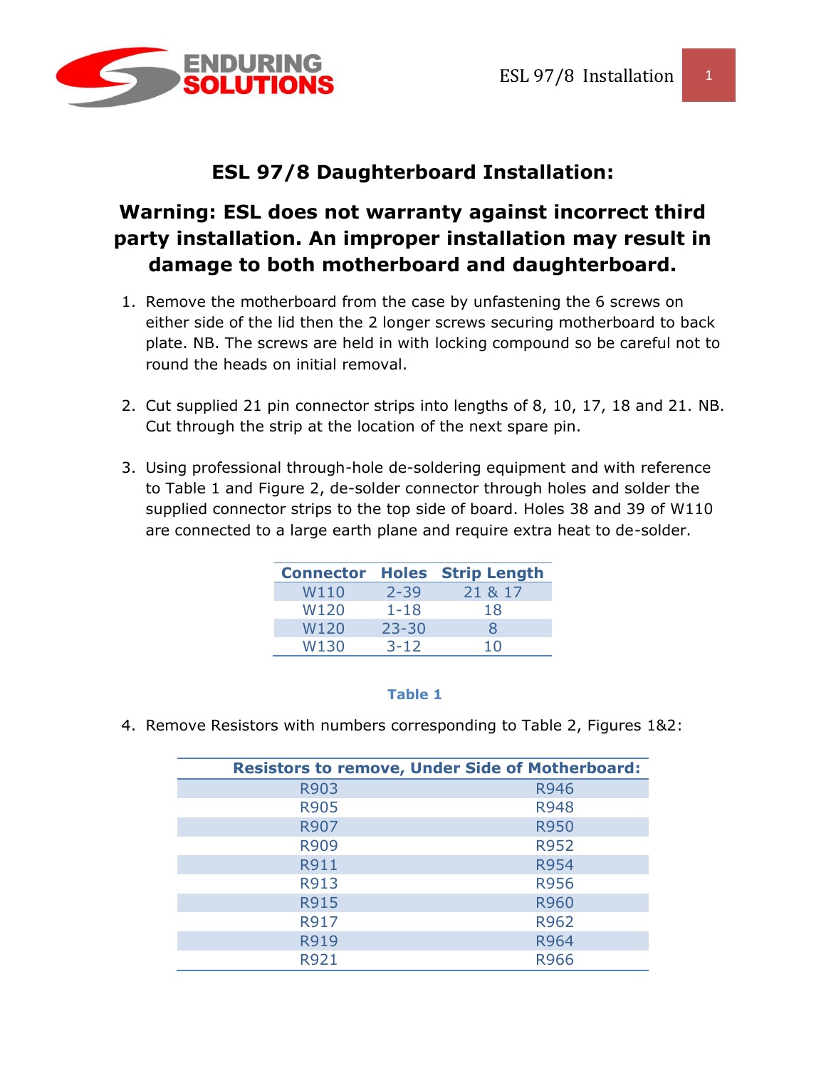# ESL 97/8 Daughterboard Installation:

## Warning: ESL does not warranty against incorrect third party installation. An improper installation may result in damage to both motherboard and daughterboard.

1. Remove the motherboard from the case by unfastening the 6 screws on either side of the lid then the 2 longer screws securing motherboard to back plate. NB. The screws are held in with locking compound so be careful not to round the heads on initial removal.

2. Cut supplied 21 pin connector strips into lengths of 8, 10, 17, 18 and 21. NB. Cut through the strip at the location of the next spare pin.

3. Using professional through-hole de-soldering equipment and with reference to Table 1 and Figure 2, de-solder connector through holes and solder the supplied connector strips to the top side of board. Holes 38 and 39 of W110 are connected to a large earth plane and require extra heat to de-solder.

| Connector | Holes | Strip Length |
|---|---|---|
| W110 | 2-39 | 21 & 17 |
| W120 | 1-18 | 18 |
| W120 | 23-30 | 8 |
| W130 | 3-12 | 10 |

**Table 1**

4. Remove Resistors with numbers corresponding to Table 2, Figures 1&2:

| Resistors to remove, Under Side of Motherboard: | |
|---|---|
| R903 | R946 |
| R905 | R948 |
| R907 | R950 |
| R909 | R952 |
| R911 | R954 |
| R913 | R956 |
| R915 | R960 |
| R917 | R962 |
| R919 | R964 |
| R921 | R966 |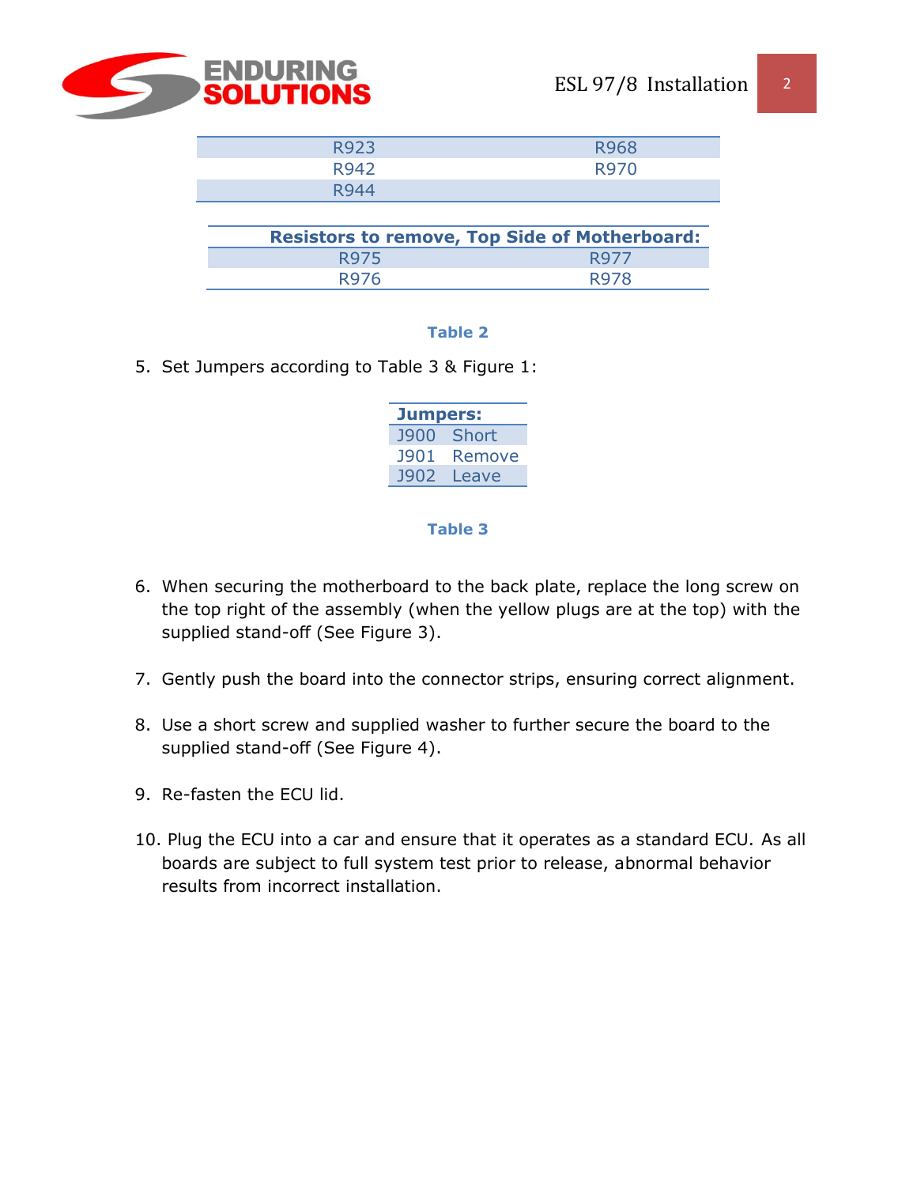| | |
|---|---|
| R923 | R968 |
| R942 | R970 |
| R944 | |

| Resistors to remove, Top Side of Motherboard: | |
|---|---|
| R975 | R977 |
| R976 | R978 |

**Table 2**

5. Set Jumpers according to Table 3 & Figure 1:

| Jumpers: | |
|---|---|
| J900 | Short |
| J901 | Remove |
| J902 | Leave |

**Table 3**

6. When securing the motherboard to the back plate, replace the long screw on the top right of the assembly (when the yellow plugs are at the top) with the supplied stand-off (See Figure 3).

7. Gently push the board into the connector strips, ensuring correct alignment.

8. Use a short screw and supplied washer to further secure the board to the supplied stand-off (See Figure 4).

9. Re-fasten the ECU lid.

10. Plug the ECU into a car and ensure that it operates as a standard ECU. As all boards are subject to full system test prior to release, abnormal behavior results from incorrect installation.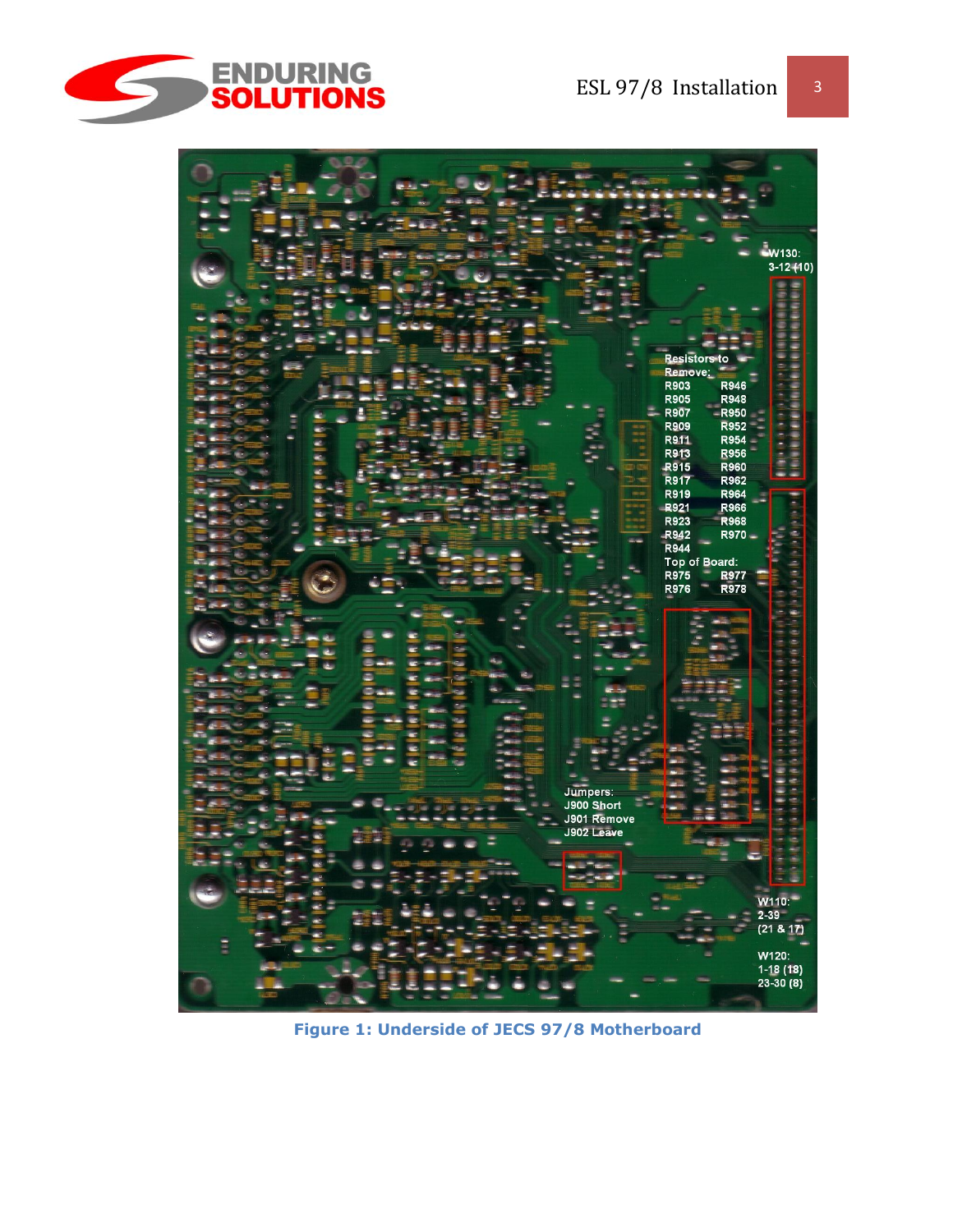W130:
3-12 (10)

Resistors to Remove:

| | |
|---|---|
| R903 | R946 |
| R905 | R948 |
| R907 | R950 |
| R909 | R952 |
| R911 | R954 |
| R913 | R956 |
| R915 | R960 |
| R917 | R962 |
| R919 | R964 |
| R921 | R966 |
| R923 | R968 |
| R942 | R970 |
| R944 | |

Top of Board:

| | |
|---|---|
| R975 | R977 |
| R976 | R978 |

Jumpers:
J900 Short
J901 Remove
J902 Leave

W110:
2-39
(21 & 17)

W120:
1-18 (18)
23-30 (8)

**Figure 1: Underside of JECS 97/8 Motherboard**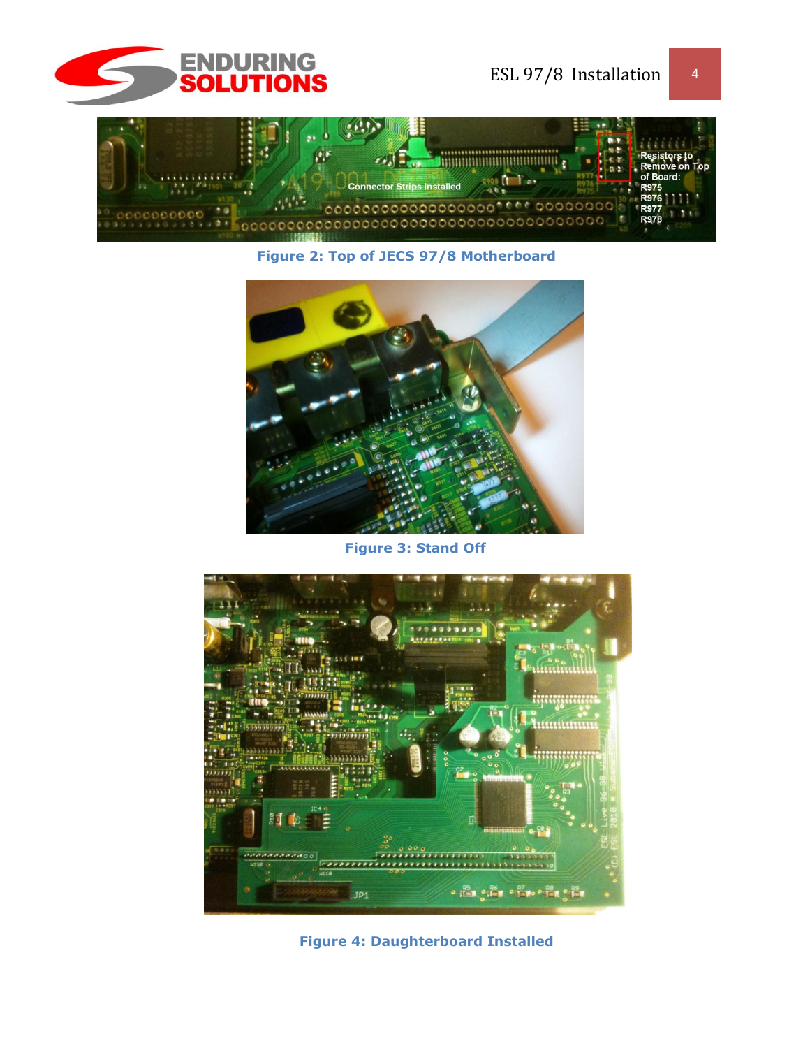Figure 2: Top of JECS 97/8 Motherboard

Figure 3: Stand Off

Figure 4: Daughterboard Installed